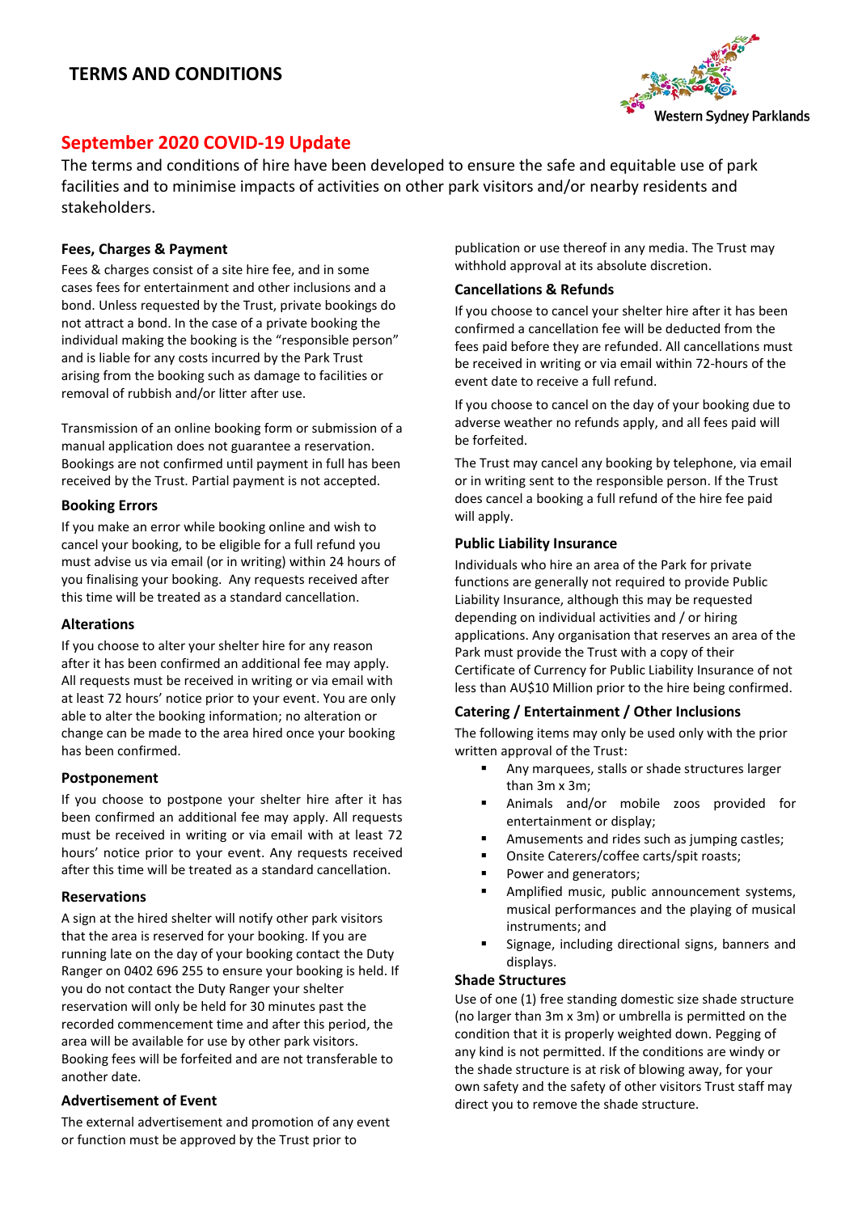# TERMS AND CONDITIONS

Western Sydney Parklands

## September 2020 COVID-19 Update

The terms and conditions of hire have been developed to ensure the safe and equitable use of park facilities and to minimise impacts of activities on other park visitors and/or nearby residents and stakeholders.

### Fees, Charges & Payment

Fees & charges consist of a site hire fee, and in some cases fees for entertainment and other inclusions and a bond. Unless requested by the Trust, private bookings do not attract a bond. In the case of a private booking the individual making the booking is the "responsible person" and is liable for any costs incurred by the Park Trust arising from the booking such as damage to facilities or removal of rubbish and/or litter after use.

Transmission of an online booking form or submission of a manual application does not guarantee a reservation. Bookings are not confirmed until payment in full has been received by the Trust. Partial payment is not accepted.

### Booking Errors

If you make an error while booking online and wish to cancel your booking, to be eligible for a full refund you must advise us via email (or in writing) within 24 hours of you finalising your booking. Any requests received after this time will be treated as a standard cancellation.

### Alterations

If you choose to alter your shelter hire for any reason after it has been confirmed an additional fee may apply. All requests must be received in writing or via email with at least 72 hours' notice prior to your event. You are only able to alter the booking information; no alteration or change can be made to the area hired once your booking has been confirmed.

### Postponement

If you choose to postpone your shelter hire after it has been confirmed an additional fee may apply. All requests must be received in writing or via email with at least 72 hours' notice prior to your event. Any requests received after this time will be treated as a standard cancellation.

### Reservations

A sign at the hired shelter will notify other park visitors that the area is reserved for your booking. If you are running late on the day of your booking contact the Duty Ranger on 0402 696 255 to ensure your booking is held. If you do not contact the Duty Ranger your shelter reservation will only be held for 30 minutes past the recorded commencement time and after this period, the area will be available for use by other park visitors. Booking fees will be forfeited and are not transferable to another date.

### Advertisement of Event

The external advertisement and promotion of any event or function must be approved by the Trust prior to publication or use thereof in any media. The Trust may withhold approval at its absolute discretion.

### Cancellations & Refunds

If you choose to cancel your shelter hire after it has been confirmed a cancellation fee will be deducted from the fees paid before they are refunded. All cancellations must be received in writing or via email within 72-hours of the event date to receive a full refund.

If you choose to cancel on the day of your booking due to adverse weather no refunds apply, and all fees paid will be forfeited.

The Trust may cancel any booking by telephone, via email or in writing sent to the responsible person. If the Trust does cancel a booking a full refund of the hire fee paid will apply.

### Public Liability Insurance

Individuals who hire an area of the Park for private functions are generally not required to provide Public Liability Insurance, although this may be requested depending on individual activities and / or hiring applications. Any organisation that reserves an area of the Park must provide the Trust with a copy of their Certificate of Currency for Public Liability Insurance of not less than AU$10 Million prior to the hire being confirmed.

### Catering / Entertainment / Other Inclusions

The following items may only be used only with the prior written approval of the Trust:

- Any marquees, stalls or shade structures larger than 3m x 3m;
- Animals and/or mobile zoos provided for entertainment or display;
- Amusements and rides such as jumping castles;
- Onsite Caterers/coffee carts/spit roasts;
- Power and generators;
- Amplified music, public announcement systems, musical performances and the playing of musical instruments; and
- Signage, including directional signs, banners and displays.

### Shade Structures

Use of one (1) free standing domestic size shade structure (no larger than 3m x 3m) or umbrella is permitted on the condition that it is properly weighted down. Pegging of any kind is not permitted. If the conditions are windy or the shade structure is at risk of blowing away, for your own safety and the safety of other visitors Trust staff may direct you to remove the shade structure.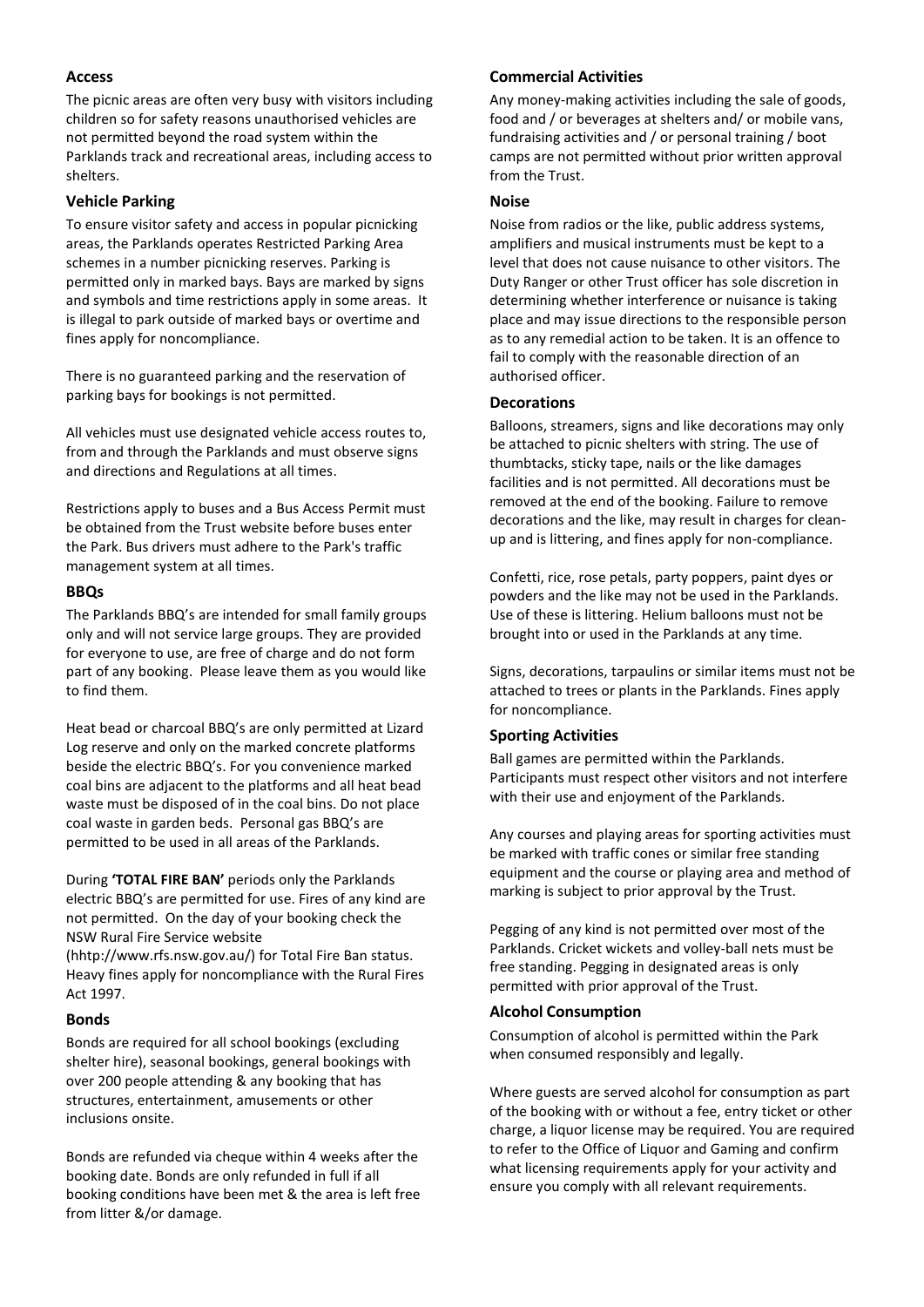## Access

The picnic areas are often very busy with visitors including children so for safety reasons unauthorised vehicles are not permitted beyond the road system within the Parklands track and recreational areas, including access to shelters.

## Vehicle Parking

To ensure visitor safety and access in popular picnicking areas, the Parklands operates Restricted Parking Area schemes in a number picnicking reserves. Parking is permitted only in marked bays. Bays are marked by signs and symbols and time restrictions apply in some areas. It is illegal to park outside of marked bays or overtime and fines apply for noncompliance.

There is no guaranteed parking and the reservation of parking bays for bookings is not permitted.

All vehicles must use designated vehicle access routes to, from and through the Parklands and must observe signs and directions and Regulations at all times.

Restrictions apply to buses and a Bus Access Permit must be obtained from the Trust website before buses enter the Park. Bus drivers must adhere to the Park's traffic management system at all times.

## BBQs

The Parklands BBQ's are intended for small family groups only and will not service large groups. They are provided for everyone to use, are free of charge and do not form part of any booking. Please leave them as you would like to find them.

Heat bead or charcoal BBQ's are only permitted at Lizard Log reserve and only on the marked concrete platforms beside the electric BBQ's. For you convenience marked coal bins are adjacent to the platforms and all heat bead waste must be disposed of in the coal bins. Do not place coal waste in garden beds. Personal gas BBQ's are permitted to be used in all areas of the Parklands.

During **'TOTAL FIRE BAN'** periods only the Parklands electric BBQ's are permitted for use. Fires of any kind are not permitted. On the day of your booking check the NSW Rural Fire Service website (hhtp://www.rfs.nsw.gov.au/) for Total Fire Ban status. Heavy fines apply for noncompliance with the Rural Fires Act 1997.

## Bonds

Bonds are required for all school bookings (excluding shelter hire), seasonal bookings, general bookings with over 200 people attending & any booking that has structures, entertainment, amusements or other inclusions onsite.

Bonds are refunded via cheque within 4 weeks after the booking date. Bonds are only refunded in full if all booking conditions have been met & the area is left free from litter &/or damage.

## Commercial Activities

Any money-making activities including the sale of goods, food and / or beverages at shelters and/ or mobile vans, fundraising activities and / or personal training / boot camps are not permitted without prior written approval from the Trust.

## Noise

Noise from radios or the like, public address systems, amplifiers and musical instruments must be kept to a level that does not cause nuisance to other visitors. The Duty Ranger or other Trust officer has sole discretion in determining whether interference or nuisance is taking place and may issue directions to the responsible person as to any remedial action to be taken. It is an offence to fail to comply with the reasonable direction of an authorised officer.

## Decorations

Balloons, streamers, signs and like decorations may only be attached to picnic shelters with string. The use of thumbtacks, sticky tape, nails or the like damages facilities and is not permitted. All decorations must be removed at the end of the booking. Failure to remove decorations and the like, may result in charges for clean-up and is littering, and fines apply for non-compliance.

Confetti, rice, rose petals, party poppers, paint dyes or powders and the like may not be used in the Parklands. Use of these is littering. Helium balloons must not be brought into or used in the Parklands at any time.

Signs, decorations, tarpaulins or similar items must not be attached to trees or plants in the Parklands. Fines apply for noncompliance.

## Sporting Activities

Ball games are permitted within the Parklands. Participants must respect other visitors and not interfere with their use and enjoyment of the Parklands.

Any courses and playing areas for sporting activities must be marked with traffic cones or similar free standing equipment and the course or playing area and method of marking is subject to prior approval by the Trust.

Pegging of any kind is not permitted over most of the Parklands. Cricket wickets and volley-ball nets must be free standing. Pegging in designated areas is only permitted with prior approval of the Trust.

## Alcohol Consumption

Consumption of alcohol is permitted within the Park when consumed responsibly and legally.

Where guests are served alcohol for consumption as part of the booking with or without a fee, entry ticket or other charge, a liquor license may be required. You are required to refer to the Office of Liquor and Gaming and confirm what licensing requirements apply for your activity and ensure you comply with all relevant requirements.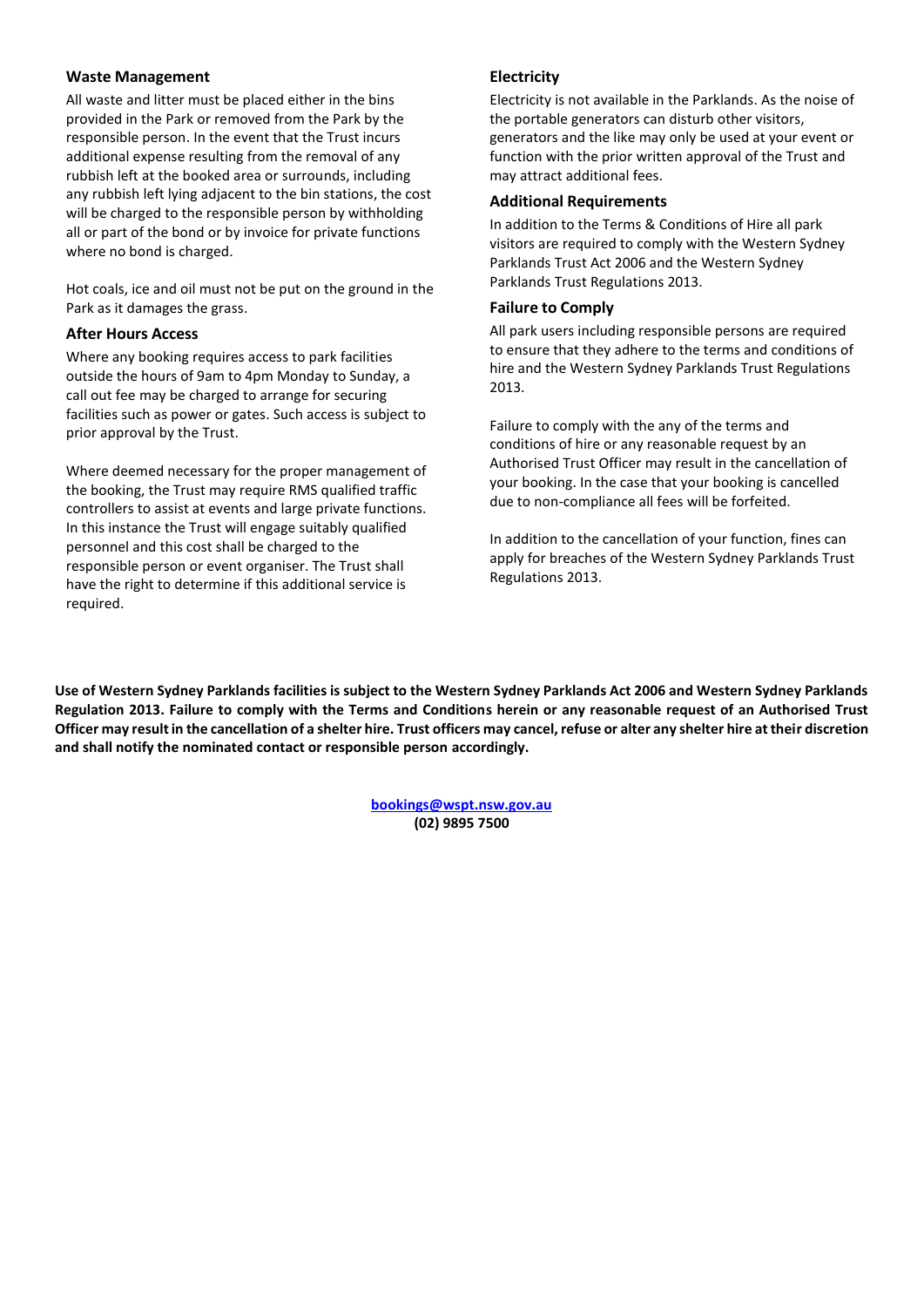## Waste Management

All waste and litter must be placed either in the bins provided in the Park or removed from the Park by the responsible person. In the event that the Trust incurs additional expense resulting from the removal of any rubbish left at the booked area or surrounds, including any rubbish left lying adjacent to the bin stations, the cost will be charged to the responsible person by withholding all or part of the bond or by invoice for private functions where no bond is charged.

Hot coals, ice and oil must not be put on the ground in the Park as it damages the grass.

## After Hours Access

Where any booking requires access to park facilities outside the hours of 9am to 4pm Monday to Sunday, a call out fee may be charged to arrange for securing facilities such as power or gates. Such access is subject to prior approval by the Trust.

Where deemed necessary for the proper management of the booking, the Trust may require RMS qualified traffic controllers to assist at events and large private functions. In this instance the Trust will engage suitably qualified personnel and this cost shall be charged to the responsible person or event organiser. The Trust shall have the right to determine if this additional service is required.

## Electricity

Electricity is not available in the Parklands. As the noise of the portable generators can disturb other visitors, generators and the like may only be used at your event or function with the prior written approval of the Trust and may attract additional fees.

## Additional Requirements

In addition to the Terms & Conditions of Hire all park visitors are required to comply with the Western Sydney Parklands Trust Act 2006 and the Western Sydney Parklands Trust Regulations 2013.

## Failure to Comply

All park users including responsible persons are required to ensure that they adhere to the terms and conditions of hire and the Western Sydney Parklands Trust Regulations 2013.

Failure to comply with the any of the terms and conditions of hire or any reasonable request by an Authorised Trust Officer may result in the cancellation of your booking. In the case that your booking is cancelled due to non-compliance all fees will be forfeited.

In addition to the cancellation of your function, fines can apply for breaches of the Western Sydney Parklands Trust Regulations 2013.

**Use of Western Sydney Parklands facilities is subject to the Western Sydney Parklands Act 2006 and Western Sydney Parklands Regulation 2013. Failure to comply with the Terms and Conditions herein or any reasonable request of an Authorised Trust Officer may result in the cancellation of a shelter hire. Trust officers may cancel, refuse or alter any shelter hire at their discretion and shall notify the nominated contact or responsible person accordingly.**

**bookings@wspt.nsw.gov.au**
**(02) 9895 7500**